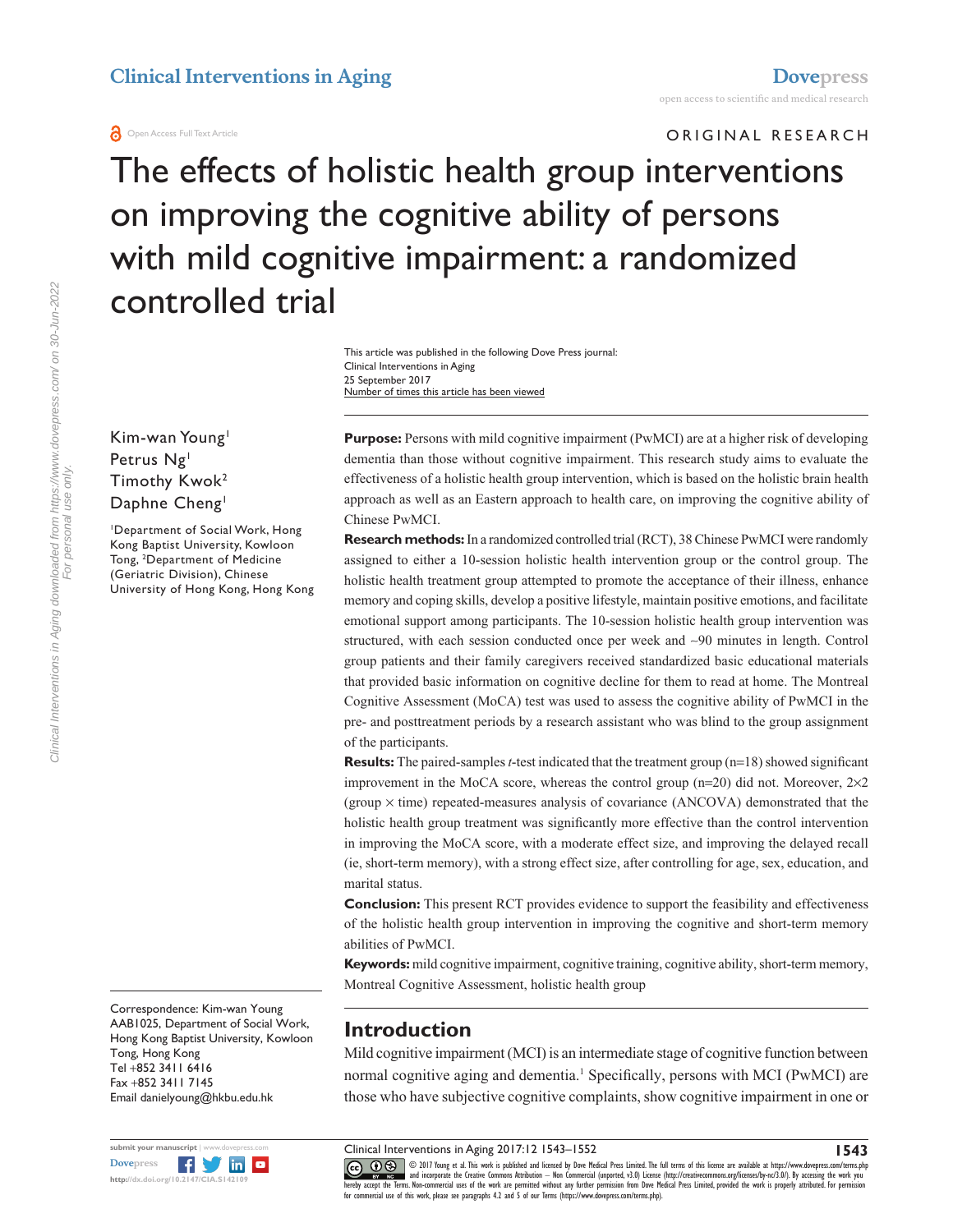Open Access Full Text Article

ORIGINAL RESEARCH

# The effects of holistic health group interventions on improving the cognitive ability of persons with mild cognitive impairment: a randomized controlled trial

This article was published in the following Dove Press journal:
Clinical Interventions in Aging
25 September 2017
Number of times this article has been viewed

Kim-wan Young[1]
Petrus Ng[1]
Timothy Kwok[2]
Daphne Cheng[1]

[1]Department of Social Work, Hong Kong Baptist University, Kowloon Tong, [2]Department of Medicine (Geriatric Division), Chinese University of Hong Kong, Hong Kong

**Purpose:** Persons with mild cognitive impairment (PwMCI) are at a higher risk of developing dementia than those without cognitive impairment. This research study aims to evaluate the effectiveness of a holistic health group intervention, which is based on the holistic brain health approach as well as an Eastern approach to health care, on improving the cognitive ability of Chinese PwMCI.

**Research methods:** In a randomized controlled trial (RCT), 38 Chinese PwMCI were randomly assigned to either a 10-session holistic health intervention group or the control group. The holistic health treatment group attempted to promote the acceptance of their illness, enhance memory and coping skills, develop a positive lifestyle, maintain positive emotions, and facilitate emotional support among participants. The 10-session holistic health group intervention was structured, with each session conducted once per week and ~90 minutes in length. Control group patients and their family caregivers received standardized basic educational materials that provided basic information on cognitive decline for them to read at home. The Montreal Cognitive Assessment (MoCA) test was used to assess the cognitive ability of PwMCI in the pre- and posttreatment periods by a research assistant who was blind to the group assignment of the participants.

**Results:** The paired-samples *t*-test indicated that the treatment group (n=18) showed significant improvement in the MoCA score, whereas the control group (n=20) did not. Moreover, 2×2 (group × time) repeated-measures analysis of covariance (ANCOVA) demonstrated that the holistic health group treatment was significantly more effective than the control intervention in improving the MoCA score, with a moderate effect size, and improving the delayed recall (ie, short-term memory), with a strong effect size, after controlling for age, sex, education, and marital status.

**Conclusion:** This present RCT provides evidence to support the feasibility and effectiveness of the holistic health group intervention in improving the cognitive and short-term memory abilities of PwMCI.

**Keywords:** mild cognitive impairment, cognitive training, cognitive ability, short-term memory, Montreal Cognitive Assessment, holistic health group

Correspondence: Kim-wan Young
AAB1025, Department of Social Work, Hong Kong Baptist University, Kowloon Tong, Hong Kong
Tel +852 3411 6416
Fax +852 3411 7145
Email danielyoung@hkbu.edu.hk

## Introduction

Mild cognitive impairment (MCI) is an intermediate stage of cognitive function between normal cognitive aging and dementia.[1] Specifically, persons with MCI (PwMCI) are those who have subjective cognitive complaints, show cognitive impairment in one or

© 2017 Young et al. This work is published and licensed by Dove Medical Press Limited. The full terms of this license are available at https://www.dovepress.com/terms.php and incorporate the Creative Commons Attribution – Non Commercial (unported, v3.0) License (http://creativecommons.org/licenses/by-nc/3.0/). By accessing the work you hereby accept the Terms. Non-commercial uses of the work are permitted without any further permission from Dove Medical Press Limited, provided the work is properly attributed. For permission for commercial use of this work, please see paragraphs 4.2 and 5 of our Terms (https://www.dovepress.com/terms.php).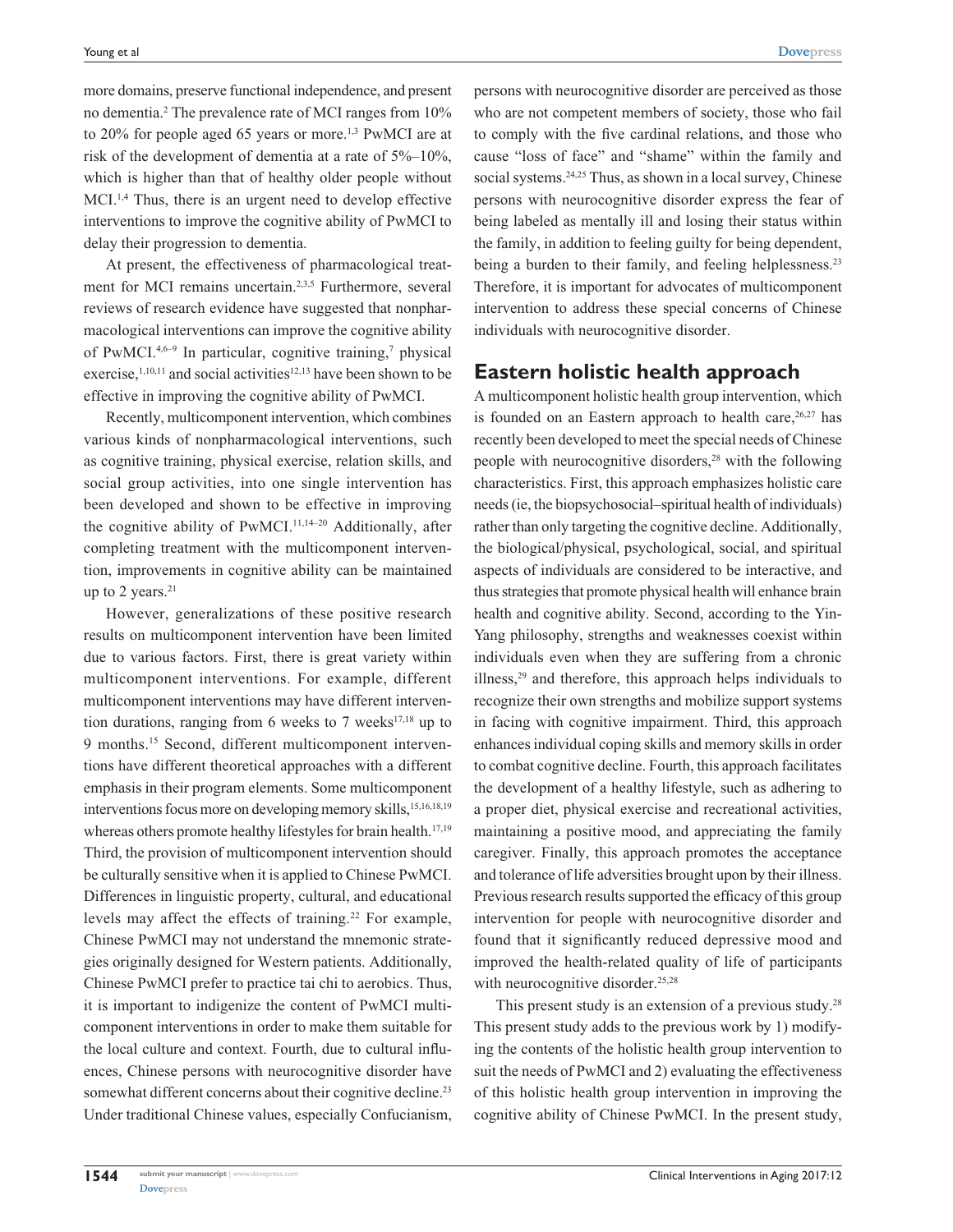more domains, preserve functional independence, and present no dementia.[2] The prevalence rate of MCI ranges from 10% to 20% for people aged 65 years or more.[1,3] PwMCI are at risk of the development of dementia at a rate of 5%–10%, which is higher than that of healthy older people without MCI.[1,4] Thus, there is an urgent need to develop effective interventions to improve the cognitive ability of PwMCI to delay their progression to dementia.

At present, the effectiveness of pharmacological treatment for MCI remains uncertain.[2,3,5] Furthermore, several reviews of research evidence have suggested that nonpharmacological interventions can improve the cognitive ability of PwMCI.[4,6–9] In particular, cognitive training,[7] physical exercise,[1,10,11] and social activities[12,13] have been shown to be effective in improving the cognitive ability of PwMCI.

Recently, multicomponent intervention, which combines various kinds of nonpharmacological interventions, such as cognitive training, physical exercise, relation skills, and social group activities, into one single intervention has been developed and shown to be effective in improving the cognitive ability of PwMCI.[11,14–20] Additionally, after completing treatment with the multicomponent intervention, improvements in cognitive ability can be maintained up to 2 years.[21]

However, generalizations of these positive research results on multicomponent intervention have been limited due to various factors. First, there is great variety within multicomponent interventions. For example, different multicomponent interventions may have different intervention durations, ranging from 6 weeks to 7 weeks[17,18] up to 9 months.[15] Second, different multicomponent interventions have different theoretical approaches with a different emphasis in their program elements. Some multicomponent interventions focus more on developing memory skills,[15,16,18,19] whereas others promote healthy lifestyles for brain health.[17,19] Third, the provision of multicomponent intervention should be culturally sensitive when it is applied to Chinese PwMCI. Differences in linguistic property, cultural, and educational levels may affect the effects of training.[22] For example, Chinese PwMCI may not understand the mnemonic strategies originally designed for Western patients. Additionally, Chinese PwMCI prefer to practice tai chi to aerobics. Thus, it is important to indigenize the content of PwMCI multicomponent interventions in order to make them suitable for the local culture and context. Fourth, due to cultural influences, Chinese persons with neurocognitive disorder have somewhat different concerns about their cognitive decline.[23] Under traditional Chinese values, especially Confucianism, persons with neurocognitive disorder are perceived as those who are not competent members of society, those who fail to comply with the five cardinal relations, and those who cause "loss of face" and "shame" within the family and social systems.[24,25] Thus, as shown in a local survey, Chinese persons with neurocognitive disorder express the fear of being labeled as mentally ill and losing their status within the family, in addition to feeling guilty for being dependent, being a burden to their family, and feeling helplessness.[23] Therefore, it is important for advocates of multicomponent intervention to address these special concerns of Chinese individuals with neurocognitive disorder.

## Eastern holistic health approach

A multicomponent holistic health group intervention, which is founded on an Eastern approach to health care,[26,27] has recently been developed to meet the special needs of Chinese people with neurocognitive disorders,[28] with the following characteristics. First, this approach emphasizes holistic care needs (ie, the biopsychosocial–spiritual health of individuals) rather than only targeting the cognitive decline. Additionally, the biological/physical, psychological, social, and spiritual aspects of individuals are considered to be interactive, and thus strategies that promote physical health will enhance brain health and cognitive ability. Second, according to the Yin-Yang philosophy, strengths and weaknesses coexist within individuals even when they are suffering from a chronic illness,[29] and therefore, this approach helps individuals to recognize their own strengths and mobilize support systems in facing with cognitive impairment. Third, this approach enhances individual coping skills and memory skills in order to combat cognitive decline. Fourth, this approach facilitates the development of a healthy lifestyle, such as adhering to a proper diet, physical exercise and recreational activities, maintaining a positive mood, and appreciating the family caregiver. Finally, this approach promotes the acceptance and tolerance of life adversities brought upon by their illness. Previous research results supported the efficacy of this group intervention for people with neurocognitive disorder and found that it significantly reduced depressive mood and improved the health-related quality of life of participants with neurocognitive disorder.[25,28]

This present study is an extension of a previous study.[28] This present study adds to the previous work by 1) modifying the contents of the holistic health group intervention to suit the needs of PwMCI and 2) evaluating the effectiveness of this holistic health group intervention in improving the cognitive ability of Chinese PwMCI. In the present study,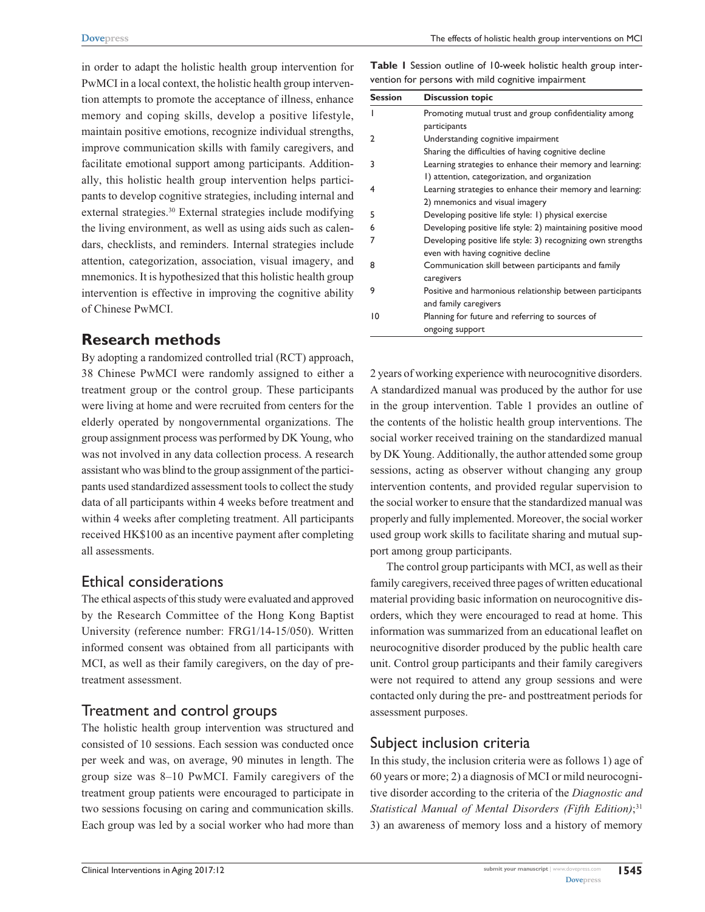in order to adapt the holistic health group intervention for PwMCI in a local context, the holistic health group intervention attempts to promote the acceptance of illness, enhance memory and coping skills, develop a positive lifestyle, maintain positive emotions, recognize individual strengths, improve communication skills with family caregivers, and facilitate emotional support among participants. Additionally, this holistic health group intervention helps participants to develop cognitive strategies, including internal and external strategies.[30] External strategies include modifying the living environment, as well as using aids such as calendars, checklists, and reminders. Internal strategies include attention, categorization, association, visual imagery, and mnemonics. It is hypothesized that this holistic health group intervention is effective in improving the cognitive ability of Chinese PwMCI.

## Research methods

By adopting a randomized controlled trial (RCT) approach, 38 Chinese PwMCI were randomly assigned to either a treatment group or the control group. These participants were living at home and were recruited from centers for the elderly operated by nongovernmental organizations. The group assignment process was performed by DK Young, who was not involved in any data collection process. A research assistant who was blind to the group assignment of the participants used standardized assessment tools to collect the study data of all participants within 4 weeks before treatment and within 4 weeks after completing treatment. All participants received HK$100 as an incentive payment after completing all assessments.

### Ethical considerations

The ethical aspects of this study were evaluated and approved by the Research Committee of the Hong Kong Baptist University (reference number: FRG1/14-15/050). Written informed consent was obtained from all participants with MCI, as well as their family caregivers, on the day of pretreatment assessment.

### Treatment and control groups

The holistic health group intervention was structured and consisted of 10 sessions. Each session was conducted once per week and was, on average, 90 minutes in length. The group size was 8–10 PwMCI. Family caregivers of the treatment group patients were encouraged to participate in two sessions focusing on caring and communication skills. Each group was led by a social worker who had more than 2 years of working experience with neurocognitive disorders. A standardized manual was produced by the author for use in the group intervention. Table 1 provides an outline of the contents of the holistic health group interventions. The social worker received training on the standardized manual by DK Young. Additionally, the author attended some group sessions, acting as observer without changing any group intervention contents, and provided regular supervision to the social worker to ensure that the standardized manual was properly and fully implemented. Moreover, the social worker used group work skills to facilitate sharing and mutual support among group participants.

**Table 1** Session outline of 10-week holistic health group intervention for persons with mild cognitive impairment

| Session | Discussion topic |
|---|---|
| 1 | Promoting mutual trust and group confidentiality among participants |
| 2 | Understanding cognitive impairment<br>Sharing the difficulties of having cognitive decline |
| 3 | Learning strategies to enhance their memory and learning: 1) attention, categorization, and organization |
| 4 | Learning strategies to enhance their memory and learning: 2) mnemonics and visual imagery |
| 5 | Developing positive life style: 1) physical exercise |
| 6 | Developing positive life style: 2) maintaining positive mood |
| 7 | Developing positive life style: 3) recognizing own strengths even with having cognitive decline |
| 8 | Communication skill between participants and family caregivers |
| 9 | Positive and harmonious relationship between participants and family caregivers |
| 10 | Planning for future and referring to sources of ongoing support |

The control group participants with MCI, as well as their family caregivers, received three pages of written educational material providing basic information on neurocognitive disorders, which they were encouraged to read at home. This information was summarized from an educational leaflet on neurocognitive disorder produced by the public health care unit. Control group participants and their family caregivers were not required to attend any group sessions and were contacted only during the pre- and posttreatment periods for assessment purposes.

### Subject inclusion criteria

In this study, the inclusion criteria were as follows 1) age of 60 years or more; 2) a diagnosis of MCI or mild neurocognitive disorder according to the criteria of the *Diagnostic and Statistical Manual of Mental Disorders (Fifth Edition)*;[31] 3) an awareness of memory loss and a history of memory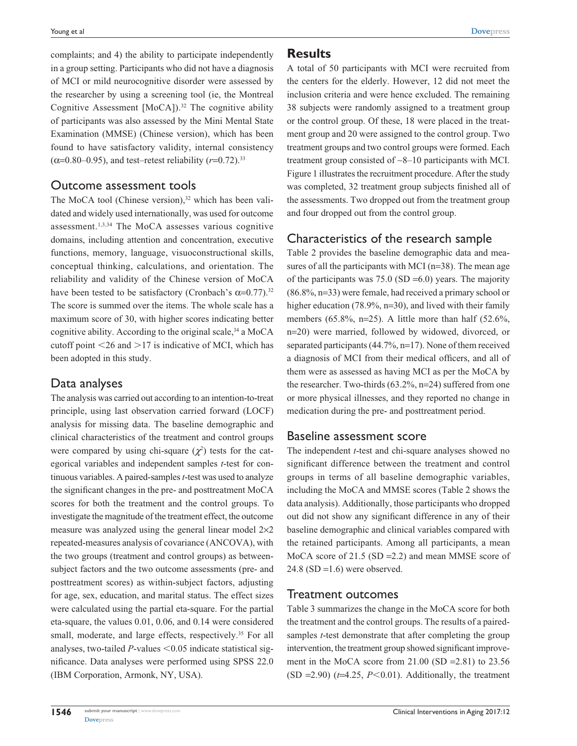complaints; and 4) the ability to participate independently in a group setting. Participants who did not have a diagnosis of MCI or mild neurocognitive disorder were assessed by the researcher by using a screening tool (ie, the Montreal Cognitive Assessment [MoCA]).[32] The cognitive ability of participants was also assessed by the Mini Mental State Examination (MMSE) (Chinese version), which has been found to have satisfactory validity, internal consistency ($\alpha$=0.80–0.95), and test–retest reliability ($r$=0.72).[33]

## Outcome assessment tools

The MoCA tool (Chinese version),[32] which has been validated and widely used internationally, was used for outcome assessment.[1,3,34] The MoCA assesses various cognitive domains, including attention and concentration, executive functions, memory, language, visuoconstructional skills, conceptual thinking, calculations, and orientation. The reliability and validity of the Chinese version of MoCA have been tested to be satisfactory (Cronbach's $\alpha$=0.77).[32] The score is summed over the items. The whole scale has a maximum score of 30, with higher scores indicating better cognitive ability. According to the original scale,[34] a MoCA cutoff point <26 and >17 is indicative of MCI, which has been adopted in this study.

## Data analyses

The analysis was carried out according to an intention-to-treat principle, using last observation carried forward (LOCF) analysis for missing data. The baseline demographic and clinical characteristics of the treatment and control groups were compared by using chi-square ($\chi^2$) tests for the categorical variables and independent samples $t$-test for continuous variables. A paired-samples $t$-test was used to analyze the significant changes in the pre- and posttreatment MoCA scores for both the treatment and the control groups. To investigate the magnitude of the treatment effect, the outcome measure was analyzed using the general linear model 2×2 repeated-measures analysis of covariance (ANCOVA), with the two groups (treatment and control groups) as between-subject factors and the two outcome assessments (pre- and posttreatment scores) as within-subject factors, adjusting for age, sex, education, and marital status. The effect sizes were calculated using the partial eta-square. For the partial eta-square, the values 0.01, 0.06, and 0.14 were considered small, moderate, and large effects, respectively.[35] For all analyses, two-tailed $P$-values <0.05 indicate statistical significance. Data analyses were performed using SPSS 22.0 (IBM Corporation, Armonk, NY, USA).

# Results

A total of 50 participants with MCI were recruited from the centers for the elderly. However, 12 did not meet the inclusion criteria and were hence excluded. The remaining 38 subjects were randomly assigned to a treatment group or the control group. Of these, 18 were placed in the treatment group and 20 were assigned to the control group. Two treatment groups and two control groups were formed. Each treatment group consisted of ~8–10 participants with MCI. Figure 1 illustrates the recruitment procedure. After the study was completed, 32 treatment group subjects finished all of the assessments. Two dropped out from the treatment group and four dropped out from the control group.

## Characteristics of the research sample

Table 2 provides the baseline demographic data and measures of all the participants with MCI (n=38). The mean age of the participants was 75.0 (SD =6.0) years. The majority (86.8%, n=33) were female, had received a primary school or higher education (78.9%, n=30), and lived with their family members (65.8%, n=25). A little more than half (52.6%, n=20) were married, followed by widowed, divorced, or separated participants (44.7%, n=17). None of them received a diagnosis of MCI from their medical officers, and all of them were as assessed as having MCI as per the MoCA by the researcher. Two-thirds (63.2%, n=24) suffered from one or more physical illnesses, and they reported no change in medication during the pre- and posttreatment period.

## Baseline assessment score

The independent $t$-test and chi-square analyses showed no significant difference between the treatment and control groups in terms of all baseline demographic variables, including the MoCA and MMSE scores (Table 2 shows the data analysis). Additionally, those participants who dropped out did not show any significant difference in any of their baseline demographic and clinical variables compared with the retained participants. Among all participants, a mean MoCA score of 21.5 (SD =2.2) and mean MMSE score of 24.8 (SD =1.6) were observed.

## Treatment outcomes

Table 3 summarizes the change in the MoCA score for both the treatment and the control groups. The results of a paired-samples $t$-test demonstrate that after completing the group intervention, the treatment group showed significant improvement in the MoCA score from 21.00 (SD =2.81) to 23.56 (SD =2.90) ($t$=4.25, $P$<0.01). Additionally, the treatment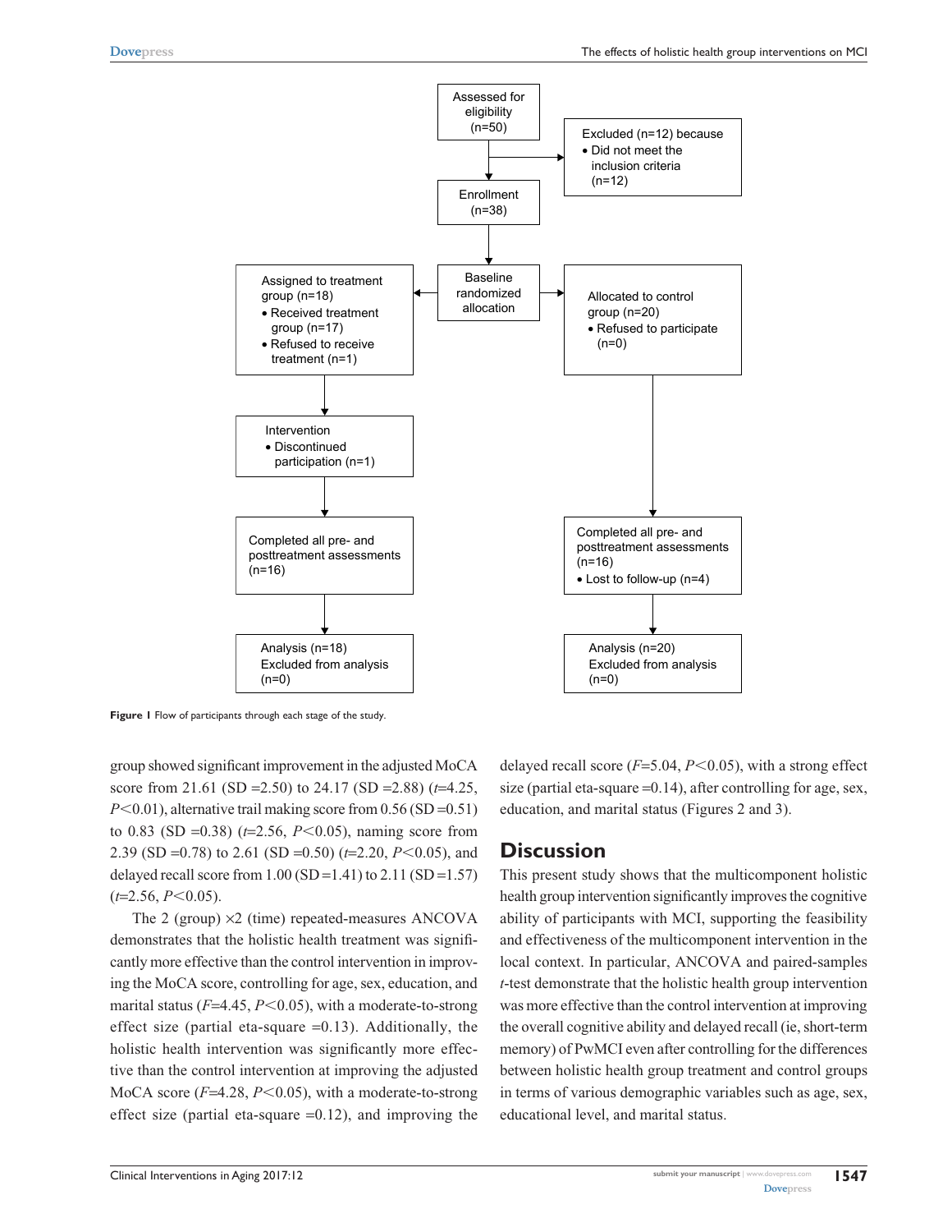Figure 1 Flow of participants through each stage of the study.

group showed significant improvement in the adjusted MoCA score from 21.61 (SD =2.50) to 24.17 (SD =2.88) ($t$=4.25, $P<0.01$), alternative trail making score from 0.56 (SD =0.51) to 0.83 (SD =0.38) ($t$=2.56, $P<0.05$), naming score from 2.39 (SD =0.78) to 2.61 (SD =0.50) ($t$=2.20, $P<0.05$), and delayed recall score from 1.00 (SD =1.41) to 2.11 (SD =1.57) ($t$=2.56, $P<0.05$).

The 2 (group) ×2 (time) repeated-measures ANCOVA demonstrates that the holistic health treatment was significantly more effective than the control intervention in improving the MoCA score, controlling for age, sex, education, and marital status ($F$=4.45, $P<0.05$), with a moderate-to-strong effect size (partial eta-square =0.13). Additionally, the holistic health intervention was significantly more effective than the control intervention at improving the adjusted MoCA score ($F$=4.28, $P<0.05$), with a moderate-to-strong effect size (partial eta-square =0.12), and improving the delayed recall score ($F$=5.04, $P<0.05$), with a strong effect size (partial eta-square =0.14), after controlling for age, sex, education, and marital status (Figures 2 and 3).

## Discussion

This present study shows that the multicomponent holistic health group intervention significantly improves the cognitive ability of participants with MCI, supporting the feasibility and effectiveness of the multicomponent intervention in the local context. In particular, ANCOVA and paired-samples $t$-test demonstrate that the holistic health group intervention was more effective than the control intervention at improving the overall cognitive ability and delayed recall (ie, short-term memory) of PwMCI even after controlling for the differences between holistic health group treatment and control groups in terms of various demographic variables such as age, sex, educational level, and marital status.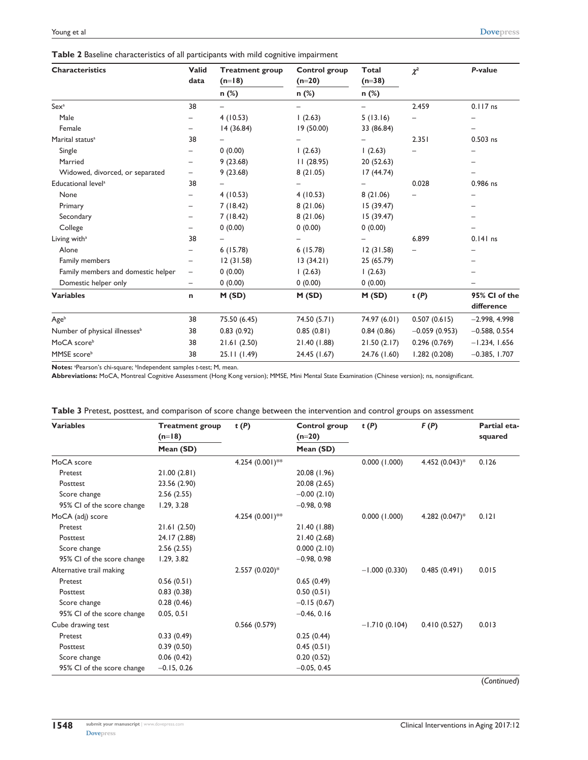**Table 2** Baseline characteristics of all participants with mild cognitive impairment

| Characteristics | Valid data | Treatment group (n=18) | Control group (n=20) | Total (n=38) | $\chi^2$ | *P*-value |
|---|---|---|---|---|---|---|
| | | n (%) | n (%) | n (%) | | |
| Sex[a] | 38 | – | – | – | 2.459 | 0.117 ns |
| Male | – | 4 (10.53) | 1 (2.63) | 5 (13.16) | – | – |
| Female | – | 14 (36.84) | 19 (50.00) | 33 (86.84) | | – |
| Marital status[a] | 38 | – | – | – | 2.351 | 0.503 ns |
| Single | – | 0 (0.00) | 1 (2.63) | 1 (2.63) | – | – |
| Married | – | 9 (23.68) | 11 (28.95) | 20 (52.63) | | – |
| Widowed, divorced, or separated | – | 9 (23.68) | 8 (21.05) | 17 (44.74) | | – |
| Educational level[a] | 38 | – | – | – | 0.028 | 0.986 ns |
| None | – | 4 (10.53) | 4 (10.53) | 8 (21.06) | – | – |
| Primary | – | 7 (18.42) | 8 (21.06) | 15 (39.47) | | – |
| Secondary | – | 7 (18.42) | 8 (21.06) | 15 (39.47) | | – |
| College | – | 0 (0.00) | 0 (0.00) | 0 (0.00) | | – |
| Living with[a] | 38 | – | – | – | 6.899 | 0.141 ns |
| Alone | – | 6 (15.78) | 6 (15.78) | 12 (31.58) | – | – |
| Family members | – | 12 (31.58) | 13 (34.21) | 25 (65.79) | | – |
| Family members and domestic helper | – | 0 (0.00) | 1 (2.63) | 1 (2.63) | | – |
| Domestic helper only | – | 0 (0.00) | 0 (0.00) | 0 (0.00) | | – |
| **Variables** | **n** | **M (SD)** | **M (SD)** | **M (SD)** | ***t* (*P*)** | **95% CI of the difference** |
| Age[b] | 38 | 75.50 (6.45) | 74.50 (5.71) | 74.97 (6.01) | 0.507 (0.615) | −2.998, 4.998 |
| Number of physical illnesses[b] | 38 | 0.83 (0.92) | 0.85 (0.81) | 0.84 (0.86) | −0.059 (0.953) | −0.588, 0.554 |
| MoCA score[b] | 38 | 21.61 (2.50) | 21.40 (1.88) | 21.50 (2.17) | 0.296 (0.769) | −1.234, 1.656 |
| MMSE score[b] | 38 | 25.11 (1.49) | 24.45 (1.67) | 24.76 (1.60) | 1.282 (0.208) | −0.385, 1.707 |

**Notes:** [a]Pearson's chi-square; [b]Independent samples *t*-test; M, mean.
**Abbreviations:** MoCA, Montreal Cognitive Assessment (Hong Kong version); MMSE, Mini Mental State Examination (Chinese version); ns, nonsignificant.

**Table 3** Pretest, posttest, and comparison of score change between the intervention and control groups on assessment

| Variables | Treatment group (n=18) | *t* (*P*) | Control group (n=20) | *t* (*P*) | *F* (*P*) | Partial eta-squared |
|---|---|---|---|---|---|---|
| | Mean (SD) | | Mean (SD) | | | |
| MoCA score | | 4.254 (0.001)** | | 0.000 (1.000) | 4.452 (0.043)* | 0.126 |
| Pretest | 21.00 (2.81) | | 20.08 (1.96) | | | |
| Posttest | 23.56 (2.90) | | 20.08 (2.65) | | | |
| Score change | 2.56 (2.55) | | −0.00 (2.10) | | | |
| 95% CI of the score change | 1.29, 3.28 | | −0.98, 0.98 | | | |
| MoCA (adj) score | | 4.254 (0.001)** | | 0.000 (1.000) | 4.282 (0.047)* | 0.121 |
| Pretest | 21.61 (2.50) | | 21.40 (1.88) | | | |
| Posttest | 24.17 (2.88) | | 21.40 (2.68) | | | |
| Score change | 2.56 (2.55) | | 0.000 (2.10) | | | |
| 95% CI of the score change | 1.29, 3.82 | | −0.98, 0.98 | | | |
| Alternative trail making | | 2.557 (0.020)* | | −1.000 (0.330) | 0.485 (0.491) | 0.015 |
| Pretest | 0.56 (0.51) | | 0.65 (0.49) | | | |
| Posttest | 0.83 (0.38) | | 0.50 (0.51) | | | |
| Score change | 0.28 (0.46) | | −0.15 (0.67) | | | |
| 95% CI of the score change | 0.05, 0.51 | | −0.46, 0.16 | | | |
| Cube drawing test | | 0.566 (0.579) | | −1.710 (0.104) | 0.410 (0.527) | 0.013 |
| Pretest | 0.33 (0.49) | | 0.25 (0.44) | | | |
| Posttest | 0.39 (0.50) | | 0.45 (0.51) | | | |
| Score change | 0.06 (0.42) | | 0.20 (0.52) | | | |
| 95% CI of the score change | −0.15, 0.26 | | −0.05, 0.45 | | | |

(*Continued*)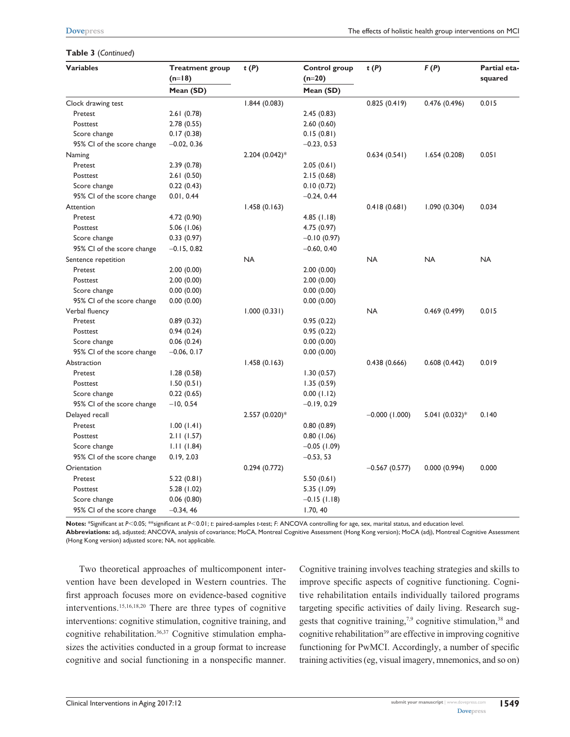**Table 3** (*Continued*)

| Variables | Treatment group (n=18) | *t* (*P*) | Control group (n=20) | *t* (*P*) | *F* (*P*) | Partial eta-squared |
|---|---|---|---|---|---|---|
| | Mean (SD) | | Mean (SD) | | | |
| Clock drawing test | | 1.844 (0.083) | | 0.825 (0.419) | 0.476 (0.496) | 0.015 |
| Pretest | 2.61 (0.78) | | 2.45 (0.83) | | | |
| Posttest | 2.78 (0.55) | | 2.60 (0.60) | | | |
| Score change | 0.17 (0.38) | | 0.15 (0.81) | | | |
| 95% CI of the score change | −0.02, 0.36 | | −0.23, 0.53 | | | |
| Naming | | 2.204 (0.042)* | | 0.634 (0.541) | 1.654 (0.208) | 0.051 |
| Pretest | 2.39 (0.78) | | 2.05 (0.61) | | | |
| Posttest | 2.61 (0.50) | | 2.15 (0.68) | | | |
| Score change | 0.22 (0.43) | | 0.10 (0.72) | | | |
| 95% CI of the score change | 0.01, 0.44 | | −0.24, 0.44 | | | |
| Attention | | 1.458 (0.163) | | 0.418 (0.681) | 1.090 (0.304) | 0.034 |
| Pretest | 4.72 (0.90) | | 4.85 (1.18) | | | |
| Posttest | 5.06 (1.06) | | 4.75 (0.97) | | | |
| Score change | 0.33 (0.97) | | −0.10 (0.97) | | | |
| 95% CI of the score change | −0.15, 0.82 | | −0.60, 0.40 | | | |
| Sentence repetition | | NA | | NA | NA | NA |
| Pretest | 2.00 (0.00) | | 2.00 (0.00) | | | |
| Posttest | 2.00 (0.00) | | 2.00 (0.00) | | | |
| Score change | 0.00 (0.00) | | 0.00 (0.00) | | | |
| 95% CI of the score change | 0.00 (0.00) | | 0.00 (0.00) | | | |
| Verbal fluency | | 1.000 (0.331) | | NA | 0.469 (0.499) | 0.015 |
| Pretest | 0.89 (0.32) | | 0.95 (0.22) | | | |
| Posttest | 0.94 (0.24) | | 0.95 (0.22) | | | |
| Score change | 0.06 (0.24) | | 0.00 (0.00) | | | |
| 95% CI of the score change | −0.06, 0.17 | | 0.00 (0.00) | | | |
| Abstraction | | 1.458 (0.163) | | 0.438 (0.666) | 0.608 (0.442) | 0.019 |
| Pretest | 1.28 (0.58) | | 1.30 (0.57) | | | |
| Posttest | 1.50 (0.51) | | 1.35 (0.59) | | | |
| Score change | 0.22 (0.65) | | 0.00 (1.12) | | | |
| 95% CI of the score change | −10, 0.54 | | −0.19, 0.29 | | | |
| Delayed recall | | 2.557 (0.020)* | | −0.000 (1.000) | 5.041 (0.032)* | 0.140 |
| Pretest | 1.00 (1.41) | | 0.80 (0.89) | | | |
| Posttest | 2.11 (1.57) | | 0.80 (1.06) | | | |
| Score change | 1.11 (1.84) | | −0.05 (1.09) | | | |
| 95% CI of the score change | 0.19, 2.03 | | −0.53, 53 | | | |
| Orientation | | 0.294 (0.772) | | −0.567 (0.577) | 0.000 (0.994) | 0.000 |
| Pretest | 5.22 (0.81) | | 5.50 (0.61) | | | |
| Posttest | 5.28 (1.02) | | 5.35 (1.09) | | | |
| Score change | 0.06 (0.80) | | −0.15 (1.18) | | | |
| 95% CI of the score change | −0.34, 46 | | 1.70, 40 | | | |

**Notes:** *Significant at $P<0.05$; **significant at $P<0.01$; *t*: paired-samples *t*-test; *F*: ANCOVA controlling for age, sex, marital status, and education level.
**Abbreviations:** adj, adjusted; ANCOVA, analysis of covariance; MoCA, Montreal Cognitive Assessment (Hong Kong version); MoCA (adj), Montreal Cognitive Assessment (Hong Kong version) adjusted score; NA, not applicable.

Two theoretical approaches of multicomponent intervention have been developed in Western countries. The first approach focuses more on evidence-based cognitive interventions.[15,16,18,20] There are three types of cognitive interventions: cognitive stimulation, cognitive training, and cognitive rehabilitation.[36,37] Cognitive stimulation emphasizes the activities conducted in a group format to increase cognitive and social functioning in a nonspecific manner. Cognitive training involves teaching strategies and skills to improve specific aspects of cognitive functioning. Cognitive rehabilitation entails individually tailored programs targeting specific activities of daily living. Research suggests that cognitive training,[7,9] cognitive stimulation,[38] and cognitive rehabilitation[39] are effective in improving cognitive functioning for PwMCI. Accordingly, a number of specific training activities (eg, visual imagery, mnemonics, and so on)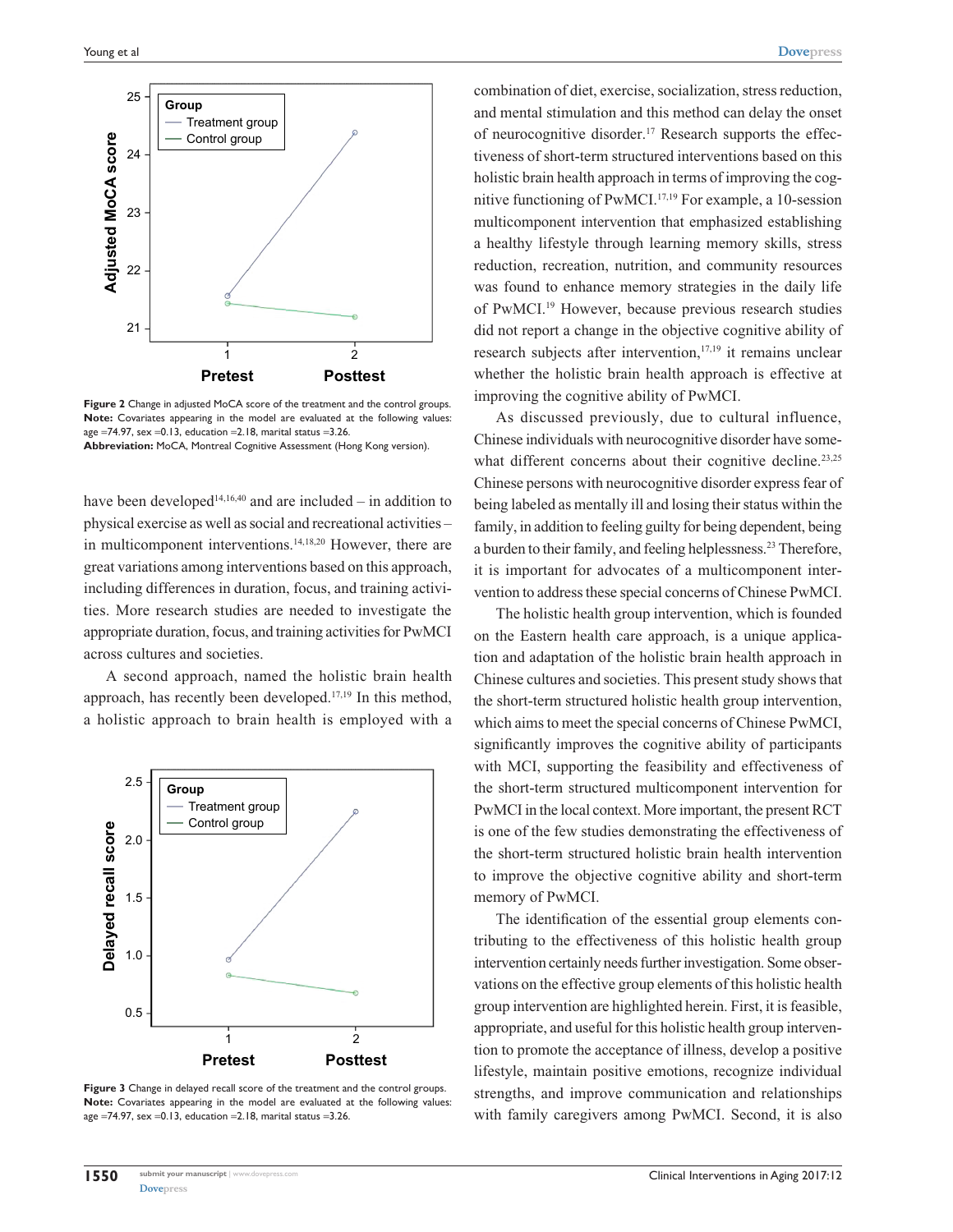Figure 2 Change in adjusted MoCA score of the treatment and the control groups.
**Note:** Covariates appearing in the model are evaluated at the following values: age =74.97, sex =0.13, education =2.18, marital status =3.26.
**Abbreviation:** MoCA, Montreal Cognitive Assessment (Hong Kong version).

have been developed[14,16,40] and are included – in addition to physical exercise as well as social and recreational activities – in multicomponent interventions.[14,18,20] However, there are great variations among interventions based on this approach, including differences in duration, focus, and training activities. More research studies are needed to investigate the appropriate duration, focus, and training activities for PwMCI across cultures and societies.

A second approach, named the holistic brain health approach, has recently been developed.[17,19] In this method, a holistic approach to brain health is employed with a combination of diet, exercise, socialization, stress reduction, and mental stimulation and this method can delay the onset of neurocognitive disorder.[17] Research supports the effectiveness of short-term structured interventions based on this holistic brain health approach in terms of improving the cognitive functioning of PwMCI.[17,19] For example, a 10-session multicomponent intervention that emphasized establishing a healthy lifestyle through learning memory skills, stress reduction, recreation, nutrition, and community resources was found to enhance memory strategies in the daily life of PwMCI.[19] However, because previous research studies did not report a change in the objective cognitive ability of research subjects after intervention,[17,19] it remains unclear whether the holistic brain health approach is effective at improving the cognitive ability of PwMCI.

Figure 3 Change in delayed recall score of the treatment and the control groups.
**Note:** Covariates appearing in the model are evaluated at the following values: age =74.97, sex =0.13, education =2.18, marital status =3.26.

As discussed previously, due to cultural influence, Chinese individuals with neurocognitive disorder have somewhat different concerns about their cognitive decline.[23,25] Chinese persons with neurocognitive disorder express fear of being labeled as mentally ill and losing their status within the family, in addition to feeling guilty for being dependent, being a burden to their family, and feeling helplessness.[23] Therefore, it is important for advocates of a multicomponent intervention to address these special concerns of Chinese PwMCI.

The holistic health group intervention, which is founded on the Eastern health care approach, is a unique application and adaptation of the holistic brain health approach in Chinese cultures and societies. This present study shows that the short-term structured holistic health group intervention, which aims to meet the special concerns of Chinese PwMCI, significantly improves the cognitive ability of participants with MCI, supporting the feasibility and effectiveness of the short-term structured multicomponent intervention for PwMCI in the local context. More important, the present RCT is one of the few studies demonstrating the effectiveness of the short-term structured holistic brain health intervention to improve the objective cognitive ability and short-term memory of PwMCI.

The identification of the essential group elements contributing to the effectiveness of this holistic health group intervention certainly needs further investigation. Some observations on the effective group elements of this holistic health group intervention are highlighted herein. First, it is feasible, appropriate, and useful for this holistic health group intervention to promote the acceptance of illness, develop a positive lifestyle, maintain positive emotions, recognize individual strengths, and improve communication and relationships with family caregivers among PwMCI. Second, it is also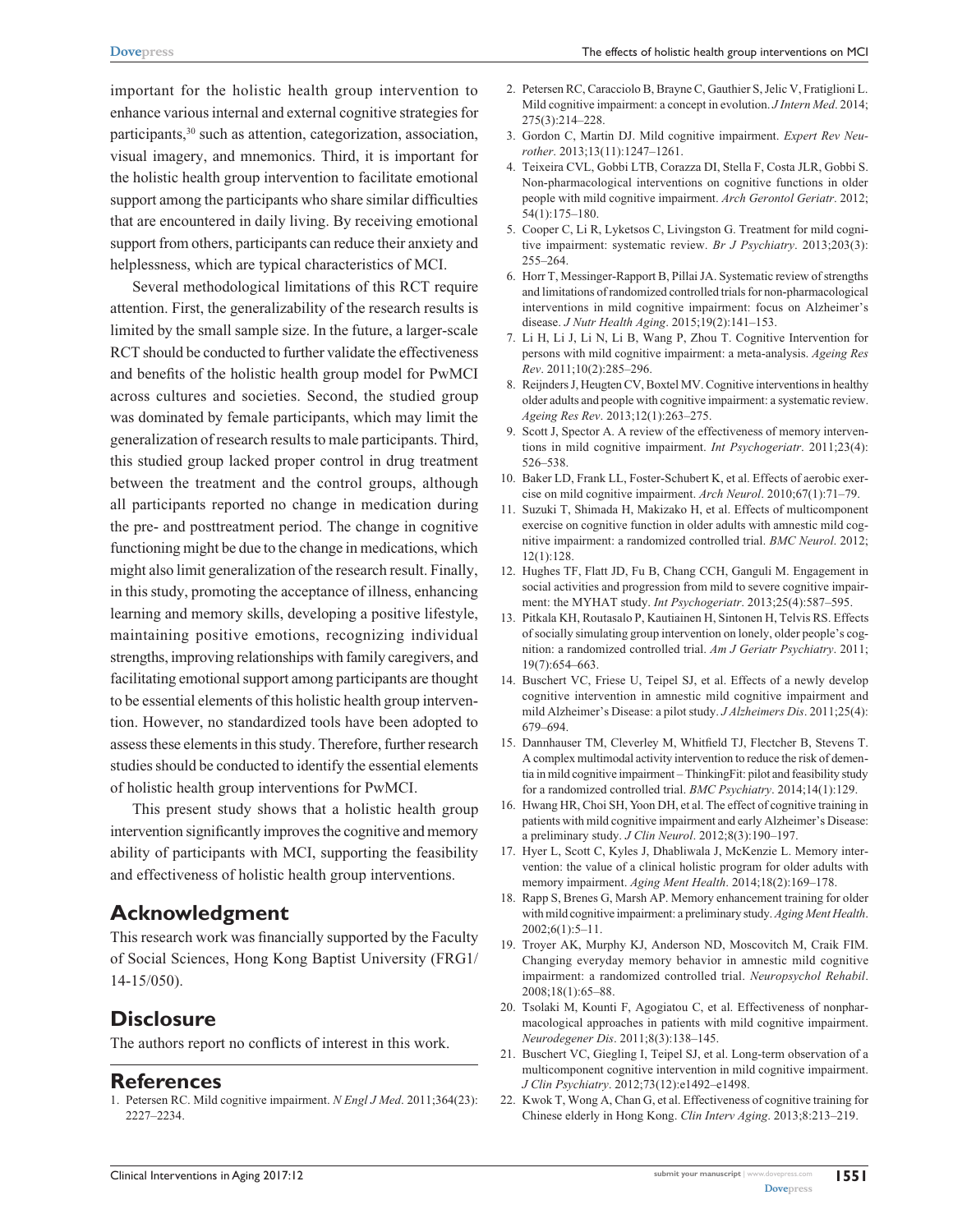important for the holistic health group intervention to enhance various internal and external cognitive strategies for participants,[30] such as attention, categorization, association, visual imagery, and mnemonics. Third, it is important for the holistic health group intervention to facilitate emotional support among the participants who share similar difficulties that are encountered in daily living. By receiving emotional support from others, participants can reduce their anxiety and helplessness, which are typical characteristics of MCI.

Several methodological limitations of this RCT require attention. First, the generalizability of the research results is limited by the small sample size. In the future, a larger-scale RCT should be conducted to further validate the effectiveness and benefits of the holistic health group model for PwMCI across cultures and societies. Second, the studied group was dominated by female participants, which may limit the generalization of research results to male participants. Third, this studied group lacked proper control in drug treatment between the treatment and the control groups, although all participants reported no change in medication during the pre- and posttreatment period. The change in cognitive functioning might be due to the change in medications, which might also limit generalization of the research result. Finally, in this study, promoting the acceptance of illness, enhancing learning and memory skills, developing a positive lifestyle, maintaining positive emotions, recognizing individual strengths, improving relationships with family caregivers, and facilitating emotional support among participants are thought to be essential elements of this holistic health group intervention. However, no standardized tools have been adopted to assess these elements in this study. Therefore, further research studies should be conducted to identify the essential elements of holistic health group interventions for PwMCI.

This present study shows that a holistic health group intervention significantly improves the cognitive and memory ability of participants with MCI, supporting the feasibility and effectiveness of holistic health group interventions.

## Acknowledgment

This research work was financially supported by the Faculty of Social Sciences, Hong Kong Baptist University (FRG1/14-15/050).

## Disclosure

The authors report no conflicts of interest in this work.

## References

1. Petersen RC. Mild cognitive impairment. *N Engl J Med*. 2011;364(23):2227–2234.
2. Petersen RC, Caracciolo B, Brayne C, Gauthier S, Jelic V, Fratiglioni L. Mild cognitive impairment: a concept in evolution. *J Intern Med*. 2014;275(3):214–228.
3. Gordon C, Martin DJ. Mild cognitive impairment. *Expert Rev Neurother*. 2013;13(11):1247–1261.
4. Teixeira CVL, Gobbi LTB, Corazza DI, Stella F, Costa JLR, Gobbi S. Non-pharmacological interventions on cognitive functions in older people with mild cognitive impairment. *Arch Gerontol Geriatr*. 2012;54(1):175–180.
5. Cooper C, Li R, Lyketsos C, Livingston G. Treatment for mild cognitive impairment: systematic review. *Br J Psychiatry*. 2013;203(3):255–264.
6. Horr T, Messinger-Rapport B, Pillai JA. Systematic review of strengths and limitations of randomized controlled trials for non-pharmacological interventions in mild cognitive impairment: focus on Alzheimer's disease. *J Nutr Health Aging*. 2015;19(2):141–153.
7. Li H, Li J, Li N, Li B, Wang P, Zhou T. Cognitive Intervention for persons with mild cognitive impairment: a meta-analysis. *Ageing Res Rev*. 2011;10(2):285–296.
8. Reijnders J, Heugten CV, Boxtel MV. Cognitive interventions in healthy older adults and people with cognitive impairment: a systematic review. *Ageing Res Rev*. 2013;12(1):263–275.
9. Scott J, Spector A. A review of the effectiveness of memory interventions in mild cognitive impairment. *Int Psychogeriatr*. 2011;23(4):526–538.
10. Baker LD, Frank LL, Foster-Schubert K, et al. Effects of aerobic exercise on mild cognitive impairment. *Arch Neurol*. 2010;67(1):71–79.
11. Suzuki T, Shimada H, Makizako H, et al. Effects of multicomponent exercise on cognitive function in older adults with amnestic mild cognitive impairment: a randomized controlled trial. *BMC Neurol*. 2012;12(1):128.
12. Hughes TF, Flatt JD, Fu B, Chang CCH, Ganguli M. Engagement in social activities and progression from mild to severe cognitive impairment: the MYHAT study. *Int Psychogeriatr*. 2013;25(4):587–595.
13. Pitkala KH, Routasalo P, Kautiainen H, Sintonen H, Telvis RS. Effects of socially simulating group intervention on lonely, older people's cognition: a randomized controlled trial. *Am J Geriatr Psychiatry*. 2011;19(7):654–663.
14. Buschert VC, Friese U, Teipel SJ, et al. Effects of a newly develop cognitive intervention in amnestic mild cognitive impairment and mild Alzheimer's Disease: a pilot study. *J Alzheimers Dis*. 2011;25(4):679–694.
15. Dannhauser TM, Cleverley M, Whitfield TJ, Flectcher B, Stevens T. A complex multimodal activity intervention to reduce the risk of dementia in mild cognitive impairment – ThinkingFit: pilot and feasibility study for a randomized controlled trial. *BMC Psychiatry*. 2014;14(1):129.
16. Hwang HR, Choi SH, Yoon DH, et al. The effect of cognitive training in patients with mild cognitive impairment and early Alzheimer's Disease: a preliminary study. *J Clin Neurol*. 2012;8(3):190–197.
17. Hyer L, Scott C, Kyles J, Dhabliwala J, McKenzie L. Memory intervention: the value of a clinical holistic program for older adults with memory impairment. *Aging Ment Health*. 2014;18(2):169–178.
18. Rapp S, Brenes G, Marsh AP. Memory enhancement training for older with mild cognitive impairment: a preliminary study. *Aging Ment Health*. 2002;6(1):5–11.
19. Troyer AK, Murphy KJ, Anderson ND, Moscovitch M, Craik FIM. Changing everyday memory behavior in amnestic mild cognitive impairment: a randomized controlled trial. *Neuropsychol Rehabil*. 2008;18(1):65–88.
20. Tsolaki M, Kounti F, Agogiatou C, et al. Effectiveness of nonpharmacological approaches in patients with mild cognitive impairment. *Neurodegener Dis*. 2011;8(3):138–145.
21. Buschert VC, Giegling I, Teipel SJ, et al. Long-term observation of a multicomponent cognitive intervention in mild cognitive impairment. *J Clin Psychiatry*. 2012;73(12):e1492–e1498.
22. Kwok T, Wong A, Chan G, et al. Effectiveness of cognitive training for Chinese elderly in Hong Kong. *Clin Interv Aging*. 2013;8:213–219.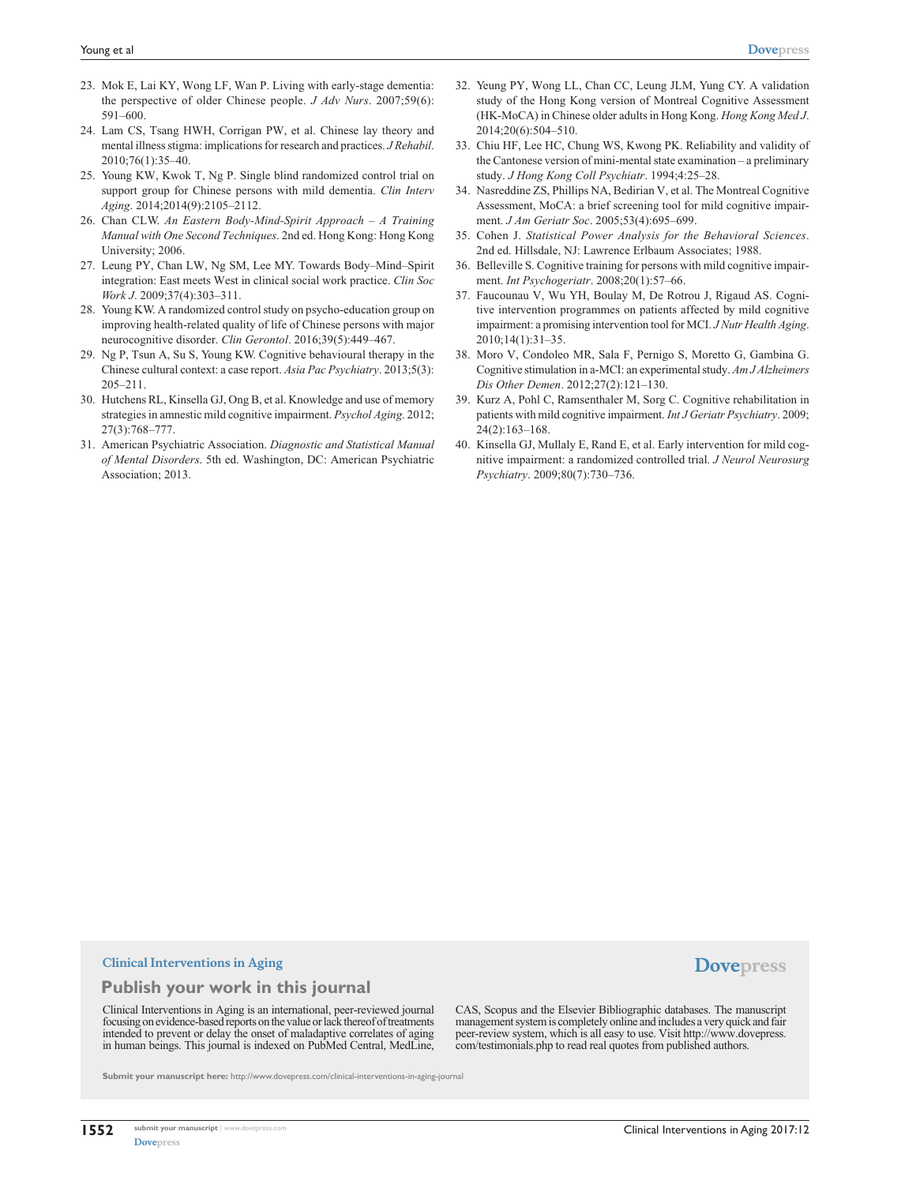23. Mok E, Lai KY, Wong LF, Wan P. Living with early-stage dementia: the perspective of older Chinese people. *J Adv Nurs*. 2007;59(6): 591–600.
24. Lam CS, Tsang HWH, Corrigan PW, et al. Chinese lay theory and mental illness stigma: implications for research and practices. *J Rehabil*. 2010;76(1):35–40.
25. Young KW, Kwok T, Ng P. Single blind randomized control trial on support group for Chinese persons with mild dementia. *Clin Interv Aging*. 2014;2014(9):2105–2112.
26. Chan CLW. *An Eastern Body-Mind-Spirit Approach – A Training Manual with One Second Techniques*. 2nd ed. Hong Kong: Hong Kong University; 2006.
27. Leung PY, Chan LW, Ng SM, Lee MY. Towards Body–Mind–Spirit integration: East meets West in clinical social work practice. *Clin Soc Work J*. 2009;37(4):303–311.
28. Young KW. A randomized control study on psycho-education group on improving health-related quality of life of Chinese persons with major neurocognitive disorder. *Clin Gerontol*. 2016;39(5):449–467.
29. Ng P, Tsun A, Su S, Young KW. Cognitive behavioural therapy in the Chinese cultural context: a case report. *Asia Pac Psychiatry*. 2013;5(3): 205–211.
30. Hutchens RL, Kinsella GJ, Ong B, et al. Knowledge and use of memory strategies in amnestic mild cognitive impairment. *Psychol Aging*. 2012; 27(3):768–777.
31. American Psychiatric Association. *Diagnostic and Statistical Manual of Mental Disorders*. 5th ed. Washington, DC: American Psychiatric Association; 2013.
32. Yeung PY, Wong LL, Chan CC, Leung JLM, Yung CY. A validation study of the Hong Kong version of Montreal Cognitive Assessment (HK-MoCA) in Chinese older adults in Hong Kong. *Hong Kong Med J*. 2014;20(6):504–510.
33. Chiu HF, Lee HC, Chung WS, Kwong PK. Reliability and validity of the Cantonese version of mini-mental state examination – a preliminary study. *J Hong Kong Coll Psychiatr*. 1994;4:25–28.
34. Nasreddine ZS, Phillips NA, Bedirian V, et al. The Montreal Cognitive Assessment, MoCA: a brief screening tool for mild cognitive impairment. *J Am Geriatr Soc*. 2005;53(4):695–699.
35. Cohen J. *Statistical Power Analysis for the Behavioral Sciences*. 2nd ed. Hillsdale, NJ: Lawrence Erlbaum Associates; 1988.
36. Belleville S. Cognitive training for persons with mild cognitive impairment. *Int Psychogeriatr*. 2008;20(1):57–66.
37. Faucounau V, Wu YH, Boulay M, De Rotrou J, Rigaud AS. Cognitive intervention programmes on patients affected by mild cognitive impairment: a promising intervention tool for MCI. *J Nutr Health Aging*. 2010;14(1):31–35.
38. Moro V, Condoleo MR, Sala F, Pernigo S, Moretto G, Gambina G. Cognitive stimulation in a-MCI: an experimental study. *Am J Alzheimers Dis Other Demen*. 2012;27(2):121–130.
39. Kurz A, Pohl C, Ramsenthaler M, Sorg C. Cognitive rehabilitation in patients with mild cognitive impairment. *Int J Geriatr Psychiatry*. 2009; 24(2):163–168.
40. Kinsella GJ, Mullaly E, Rand E, et al. Early intervention for mild cognitive impairment: a randomized controlled trial. *J Neurol Neurosurg Psychiatry*. 2009;80(7):730–736.

**Clinical Interventions in Aging**

## Publish your work in this journal

Clinical Interventions in Aging is an international, peer-reviewed journal focusing on evidence-based reports on the value or lack thereof of treatments intended to prevent or delay the onset of maladaptive correlates of aging in human beings. This journal is indexed on PubMed Central, MedLine, CAS, Scopus and the Elsevier Bibliographic databases. The manuscript management system is completely online and includes a very quick and fair peer-review system, which is all easy to use. Visit http://www.dovepress.com/testimonials.php to read real quotes from published authors.

**Submit your manuscript here:** http://www.dovepress.com/clinical-interventions-in-aging-journal